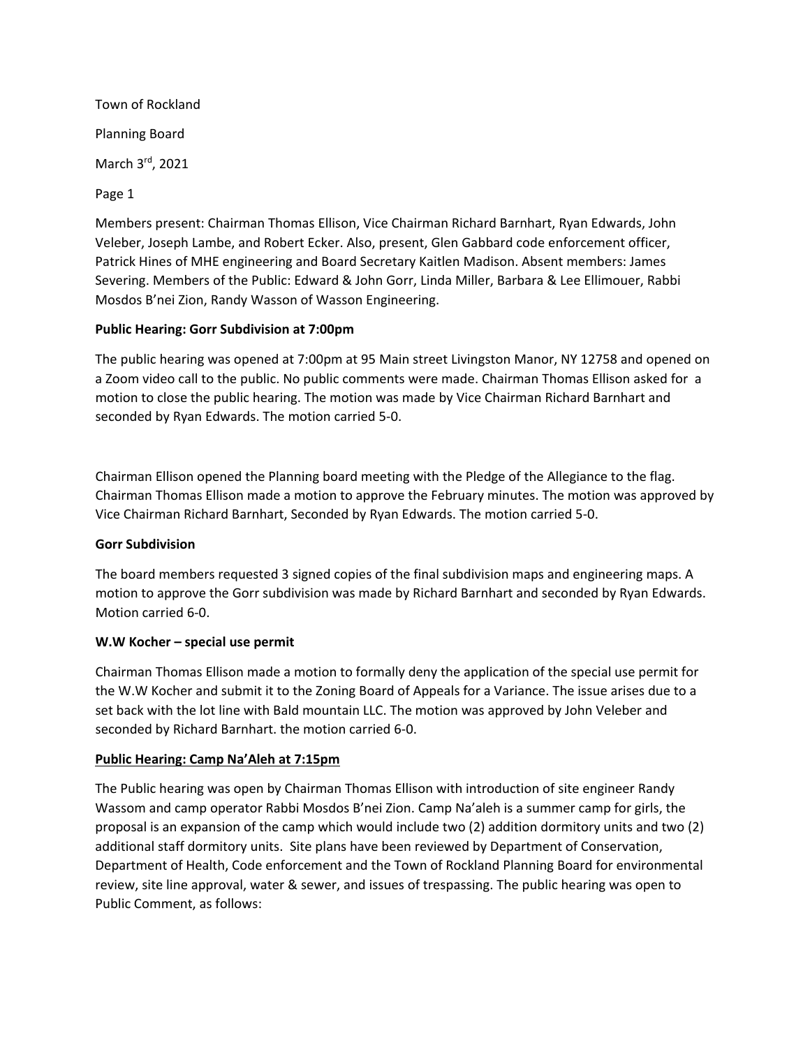Town of Rockland

Planning Board

March 3rd, 2021

Members present: Chairman Thomas Ellison, Vice Chairman Richard Barnhart, Ryan Edwards, John Veleber, Joseph Lambe, and Robert Ecker. Also, present, Glen Gabbard code enforcement officer, Patrick Hines of MHE engineering and Board Secretary Kaitlen Madison. Absent members: James Severing. Members of the Public: Edward & John Gorr, Linda Miller, Barbara & Lee Ellimouer, Rabbi Mosdos B'nei Zion, Randy Wasson of Wasson Engineering.

**Public Hearing: Gorr Subdivision at 7:00pm**

The public hearing was opened at 7:00pm at 95 Main street Livingston Manor, NY 12758 and opened on a Zoom video call to the public. No public comments were made. Chairman Thomas Ellison asked for a motion to close the public hearing. The motion was made by Vice Chairman Richard Barnhart and seconded by Ryan Edwards. The motion carried 5-0.

Chairman Ellison opened the Planning board meeting with the Pledge of the Allegiance to the flag. Chairman Thomas Ellison made a motion to approve the February minutes. The motion was approved by Vice Chairman Richard Barnhart, Seconded by Ryan Edwards. The motion carried 5-0.

**Gorr Subdivision**

The board members requested 3 signed copies of the final subdivision maps and engineering maps. A motion to approve the Gorr subdivision was made by Richard Barnhart and seconded by Ryan Edwards. Motion carried 6-0.

**W.W Kocher – special use permit**

Chairman Thomas Ellison made a motion to formally deny the application of the special use permit for the W.W Kocher and submit it to the Zoning Board of Appeals for a Variance. The issue arises due to a set back with the lot line with Bald mountain LLC. The motion was approved by John Veleber and seconded by Richard Barnhart. the motion carried 6-0.

**Public Hearing: Camp Na'Aleh at 7:15pm**

The Public hearing was open by Chairman Thomas Ellison with introduction of site engineer Randy Wassom and camp operator Rabbi Mosdos B'nei Zion. Camp Na'aleh is a summer camp for girls, the proposal is an expansion of the camp which would include two (2) addition dormitory units and two (2) additional staff dormitory units. Site plans have been reviewed by Department of Conservation, Department of Health, Code enforcement and the Town of Rockland Planning Board for environmental review, site line approval, water & sewer, and issues of trespassing. The public hearing was open to Public Comment, as follows: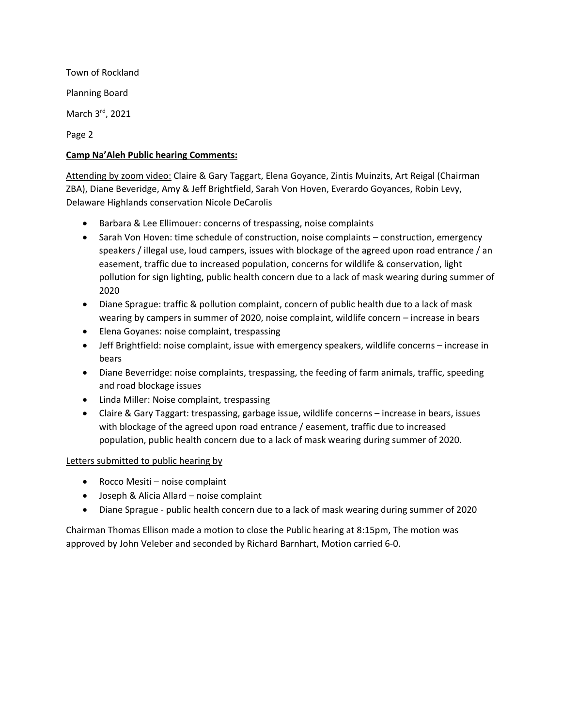Town of Rockland

Planning Board

March 3rd, 2021

**<u>Camp Na'Aleh Public hearing Comments:</u>**

<u>Attending by zoom video:</u> Claire & Gary Taggart, Elena Goyance, Zintis Muinzits, Art Reigal (Chairman ZBA), Diane Beveridge, Amy & Jeff Brightfield, Sarah Von Hoven, Everardo Goyances, Robin Levy, Delaware Highlands conservation Nicole DeCarolis

- Barbara & Lee Ellimouer: concerns of trespassing, noise complaints
- Sarah Von Hoven: time schedule of construction, noise complaints – construction, emergency speakers / illegal use, loud campers, issues with blockage of the agreed upon road entrance / an easement, traffic due to increased population, concerns for wildlife & conservation, light pollution for sign lighting, public health concern due to a lack of mask wearing during summer of 2020
- Diane Sprague: traffic & pollution complaint, concern of public health due to a lack of mask wearing by campers in summer of 2020, noise complaint, wildlife concern – increase in bears
- Elena Goyanes: noise complaint, trespassing
- Jeff Brightfield: noise complaint, issue with emergency speakers, wildlife concerns – increase in bears
- Diane Beverridge: noise complaints, trespassing, the feeding of farm animals, traffic, speeding and road blockage issues
- Linda Miller: Noise complaint, trespassing
- Claire & Gary Taggart: trespassing, garbage issue, wildlife concerns – increase in bears, issues with blockage of the agreed upon road entrance / easement, traffic due to increased population, public health concern due to a lack of mask wearing during summer of 2020.

<u>Letters submitted to public hearing by</u>

- Rocco Mesiti – noise complaint
- Joseph & Alicia Allard – noise complaint
- Diane Sprague - public health concern due to a lack of mask wearing during summer of 2020

Chairman Thomas Ellison made a motion to close the Public hearing at 8:15pm, The motion was approved by John Veleber and seconded by Richard Barnhart, Motion carried 6-0.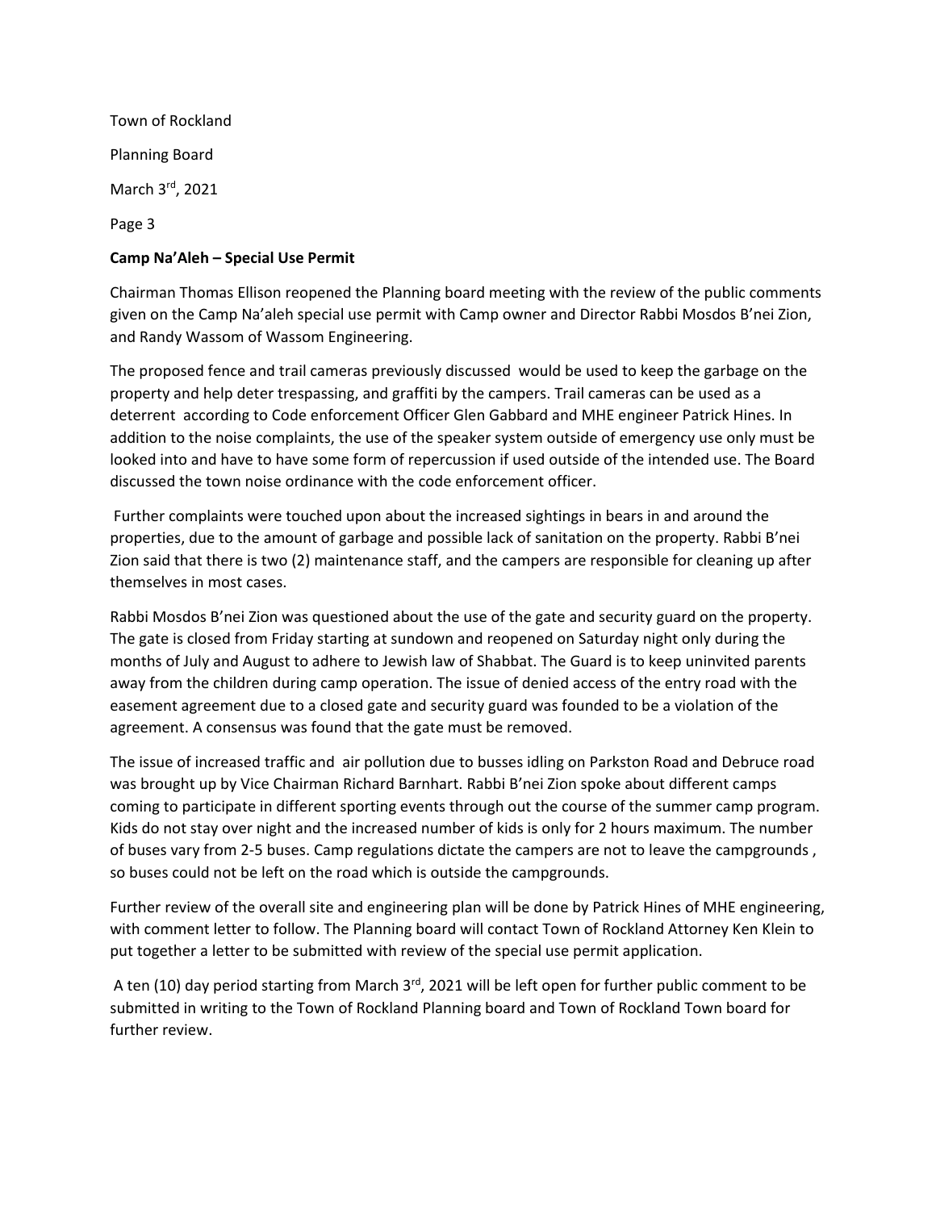Town of Rockland

Planning Board

March 3rd, 2021

**Camp Na'Aleh – Special Use Permit**

Chairman Thomas Ellison reopened the Planning board meeting with the review of the public comments given on the Camp Na'aleh special use permit with Camp owner and Director Rabbi Mosdos B'nei Zion, and Randy Wassom of Wassom Engineering.

The proposed fence and trail cameras previously discussed would be used to keep the garbage on the property and help deter trespassing, and graffiti by the campers. Trail cameras can be used as a deterrent according to Code enforcement Officer Glen Gabbard and MHE engineer Patrick Hines. In addition to the noise complaints, the use of the speaker system outside of emergency use only must be looked into and have to have some form of repercussion if used outside of the intended use. The Board discussed the town noise ordinance with the code enforcement officer.

Further complaints were touched upon about the increased sightings in bears in and around the properties, due to the amount of garbage and possible lack of sanitation on the property. Rabbi B'nei Zion said that there is two (2) maintenance staff, and the campers are responsible for cleaning up after themselves in most cases.

Rabbi Mosdos B'nei Zion was questioned about the use of the gate and security guard on the property. The gate is closed from Friday starting at sundown and reopened on Saturday night only during the months of July and August to adhere to Jewish law of Shabbat. The Guard is to keep uninvited parents away from the children during camp operation. The issue of denied access of the entry road with the easement agreement due to a closed gate and security guard was founded to be a violation of the agreement. A consensus was found that the gate must be removed.

The issue of increased traffic and air pollution due to busses idling on Parkston Road and Debruce road was brought up by Vice Chairman Richard Barnhart. Rabbi B'nei Zion spoke about different camps coming to participate in different sporting events through out the course of the summer camp program. Kids do not stay over night and the increased number of kids is only for 2 hours maximum. The number of buses vary from 2-5 buses. Camp regulations dictate the campers are not to leave the campgrounds , so buses could not be left on the road which is outside the campgrounds.

Further review of the overall site and engineering plan will be done by Patrick Hines of MHE engineering, with comment letter to follow. The Planning board will contact Town of Rockland Attorney Ken Klein to put together a letter to be submitted with review of the special use permit application.

A ten (10) day period starting from March 3rd, 2021 will be left open for further public comment to be submitted in writing to the Town of Rockland Planning board and Town of Rockland Town board for further review.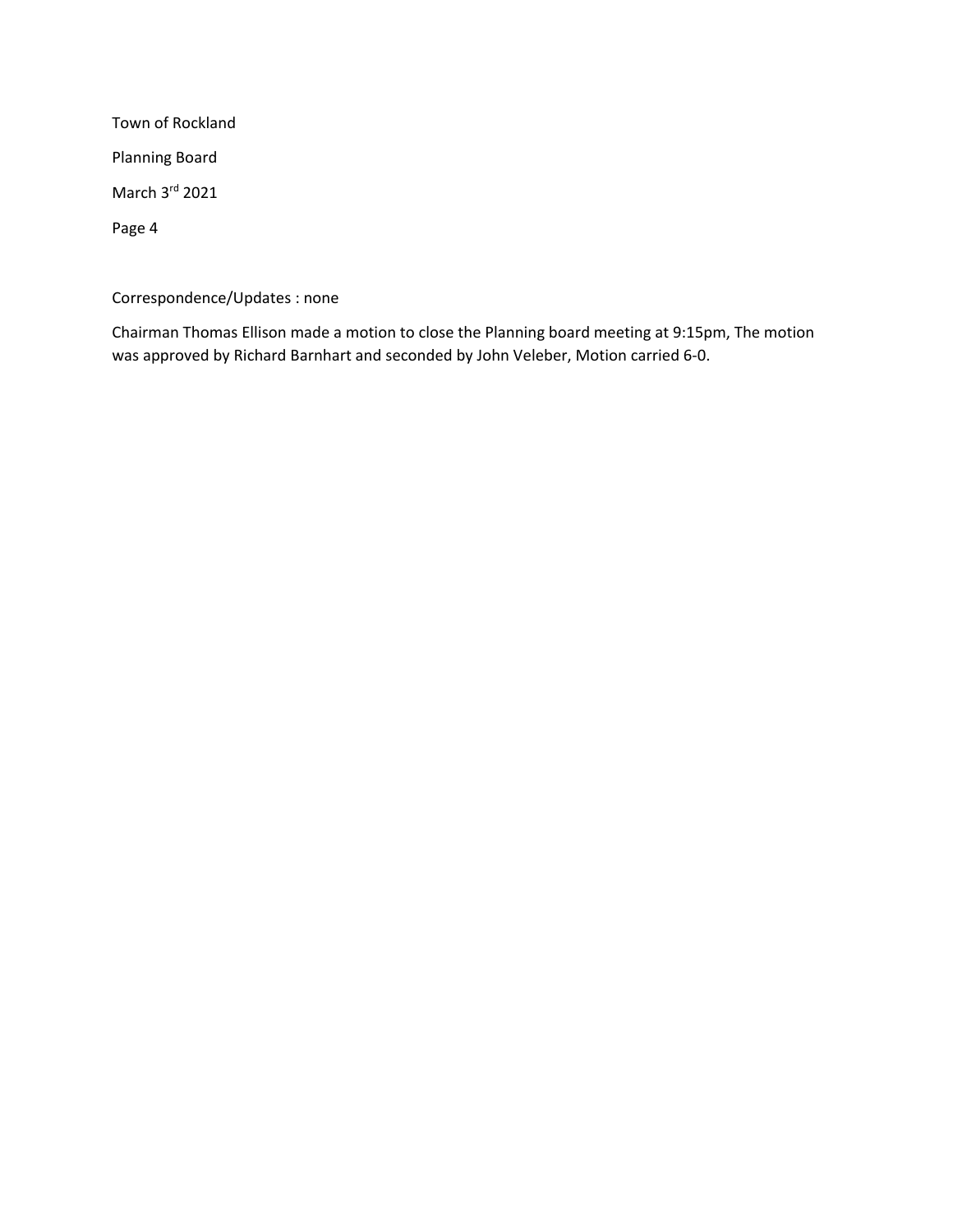Correspondence/Updates : none

Chairman Thomas Ellison made a motion to close the Planning board meeting at 9:15pm, The motion was approved by Richard Barnhart and seconded by John Veleber, Motion carried 6-0.